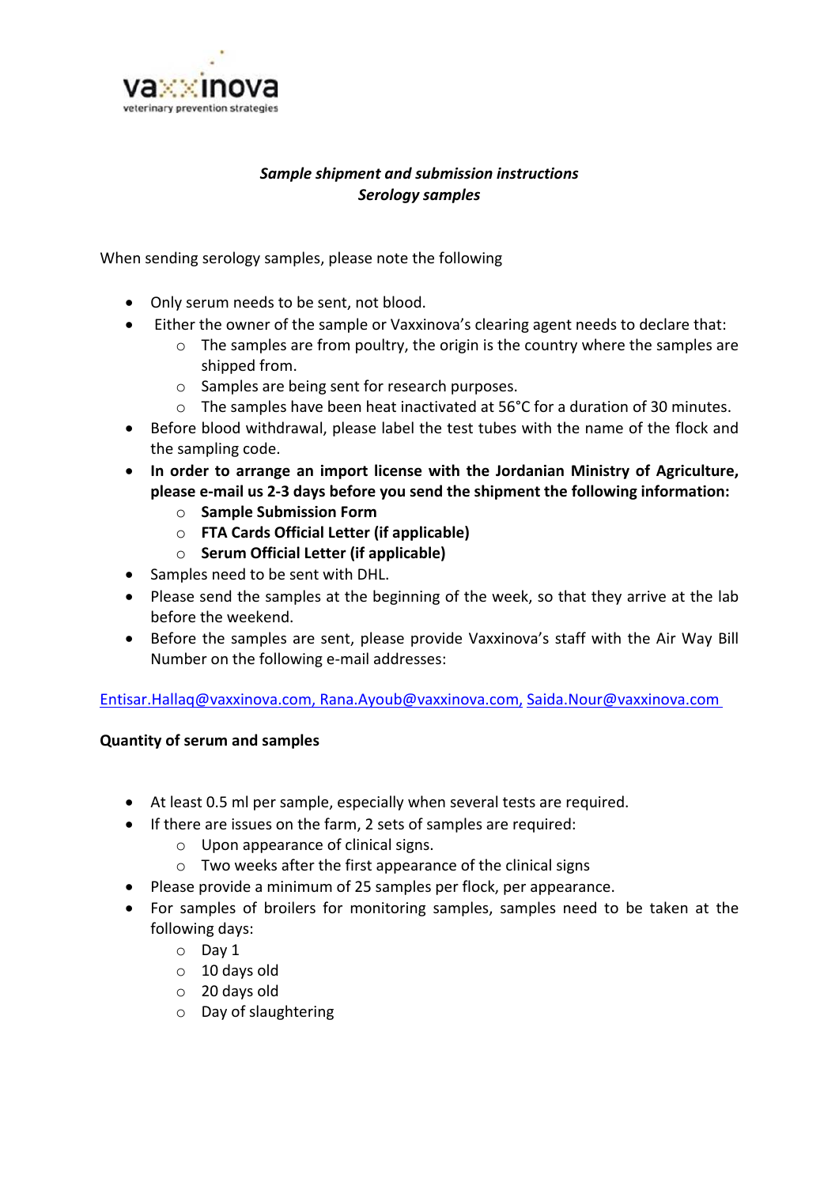vaxxinova
veterinary prevention strategies

***Sample shipment and submission instructions***
***Serology samples***

When sending serology samples, please note the following

- Only serum needs to be sent, not blood.
- Either the owner of the sample or Vaxxinova's clearing agent needs to declare that:
  - The samples are from poultry, the origin is the country where the samples are shipped from.
  - Samples are being sent for research purposes.
  - The samples have been heat inactivated at 56°C for a duration of 30 minutes.
- Before blood withdrawal, please label the test tubes with the name of the flock and the sampling code.
- **In order to arrange an import license with the Jordanian Ministry of Agriculture, please e-mail us 2-3 days before you send the shipment the following information:**
  - **Sample Submission Form**
  - **FTA Cards Official Letter (if applicable)**
  - **Serum Official Letter (if applicable)**
- Samples need to be sent with DHL.
- Please send the samples at the beginning of the week, so that they arrive at the lab before the weekend.
- Before the samples are sent, please provide Vaxxinova's staff with the Air Way Bill Number on the following e-mail addresses:

Entisar.Hallaq@vaxxinova.com, Rana.Ayoub@vaxxinova.com, Saida.Nour@vaxxinova.com

**Quantity of serum and samples**

- At least 0.5 ml per sample, especially when several tests are required.
- If there are issues on the farm, 2 sets of samples are required:
  - Upon appearance of clinical signs.
  - Two weeks after the first appearance of the clinical signs
- Please provide a minimum of 25 samples per flock, per appearance.
- For samples of broilers for monitoring samples, samples need to be taken at the following days:
  - Day 1
  - 10 days old
  - 20 days old
  - Day of slaughtering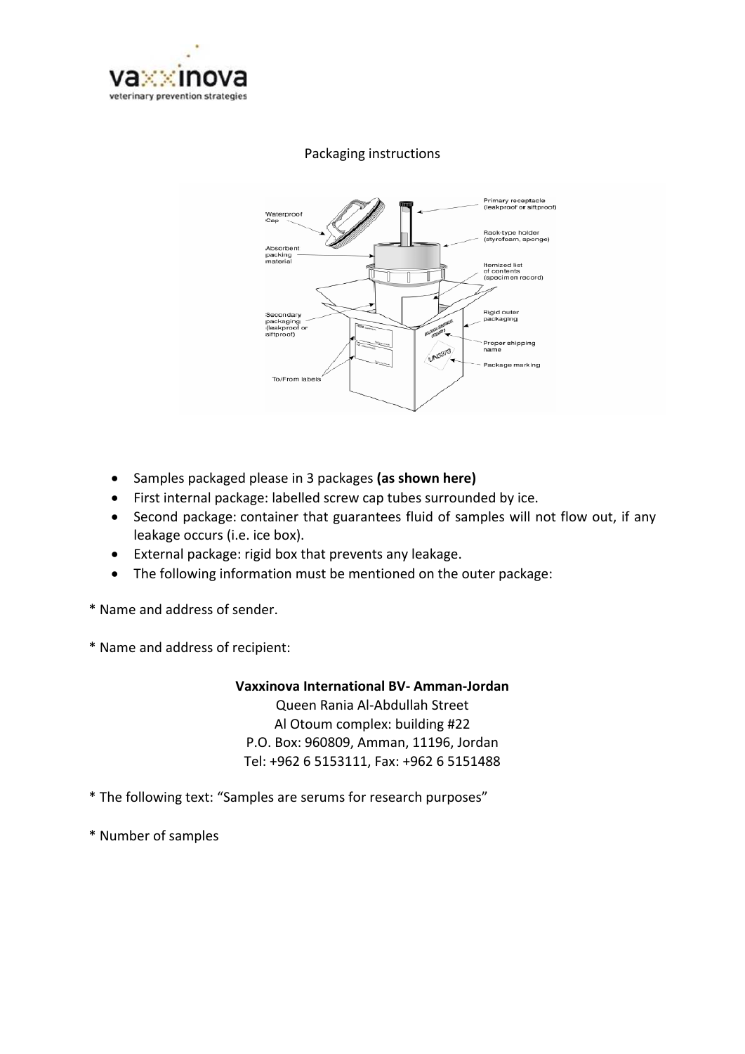Packaging instructions

- Samples packaged please in 3 packages **(as shown here)**
- First internal package: labelled screw cap tubes surrounded by ice.
- Second package: container that guarantees fluid of samples will not flow out, if any leakage occurs (i.e. ice box).
- External package: rigid box that prevents any leakage.
- The following information must be mentioned on the outer package:

* Name and address of sender.

* Name and address of recipient:

**Vaxxinova International BV- Amman-Jordan**
Queen Rania Al-Abdullah Street
Al Otoum complex: building #22
P.O. Box: 960809, Amman, 11196, Jordan
Tel: +962 6 5153111, Fax: +962 6 5151488

* The following text: "Samples are serums for research purposes"

* Number of samples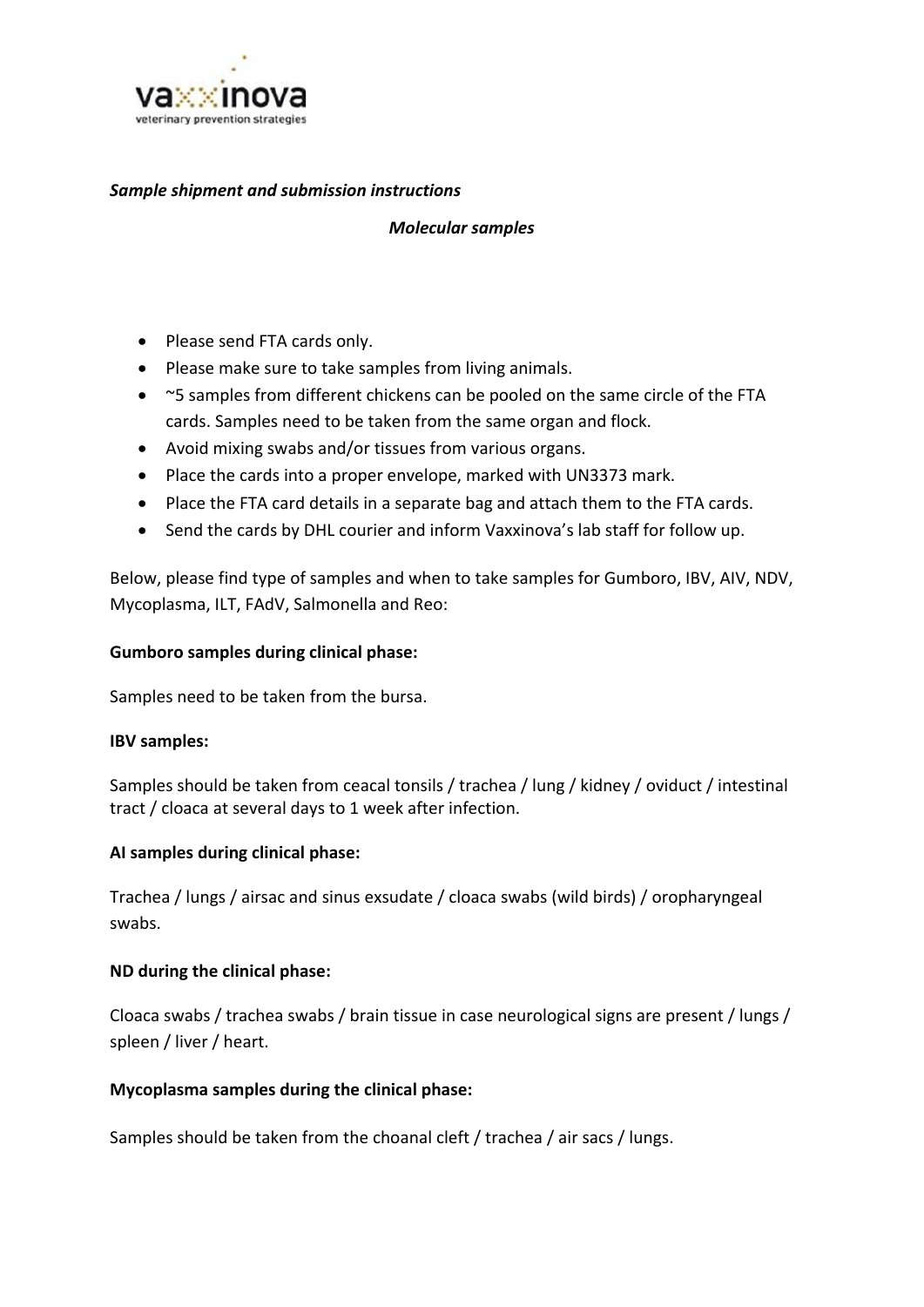*Sample shipment and submission instructions*

*Molecular samples*

- Please send FTA cards only.
- Please make sure to take samples from living animals.
- ~5 samples from different chickens can be pooled on the same circle of the FTA cards. Samples need to be taken from the same organ and flock.
- Avoid mixing swabs and/or tissues from various organs.
- Place the cards into a proper envelope, marked with UN3373 mark.
- Place the FTA card details in a separate bag and attach them to the FTA cards.
- Send the cards by DHL courier and inform Vaxxinova's lab staff for follow up.

Below, please find type of samples and when to take samples for Gumboro, IBV, AIV, NDV, Mycoplasma, ILT, FAdV, Salmonella and Reo:

**Gumboro samples during clinical phase:**

Samples need to be taken from the bursa.

**IBV samples:**

Samples should be taken from ceacal tonsils / trachea / lung / kidney / oviduct / intestinal tract / cloaca at several days to 1 week after infection.

**AI samples during clinical phase:**

Trachea / lungs / airsac and sinus exsudate / cloaca swabs (wild birds) / oropharyngeal swabs.

**ND during the clinical phase:**

Cloaca swabs / trachea swabs / brain tissue in case neurological signs are present / lungs / spleen / liver / heart.

**Mycoplasma samples during the clinical phase:**

Samples should be taken from the choanal cleft / trachea / air sacs / lungs.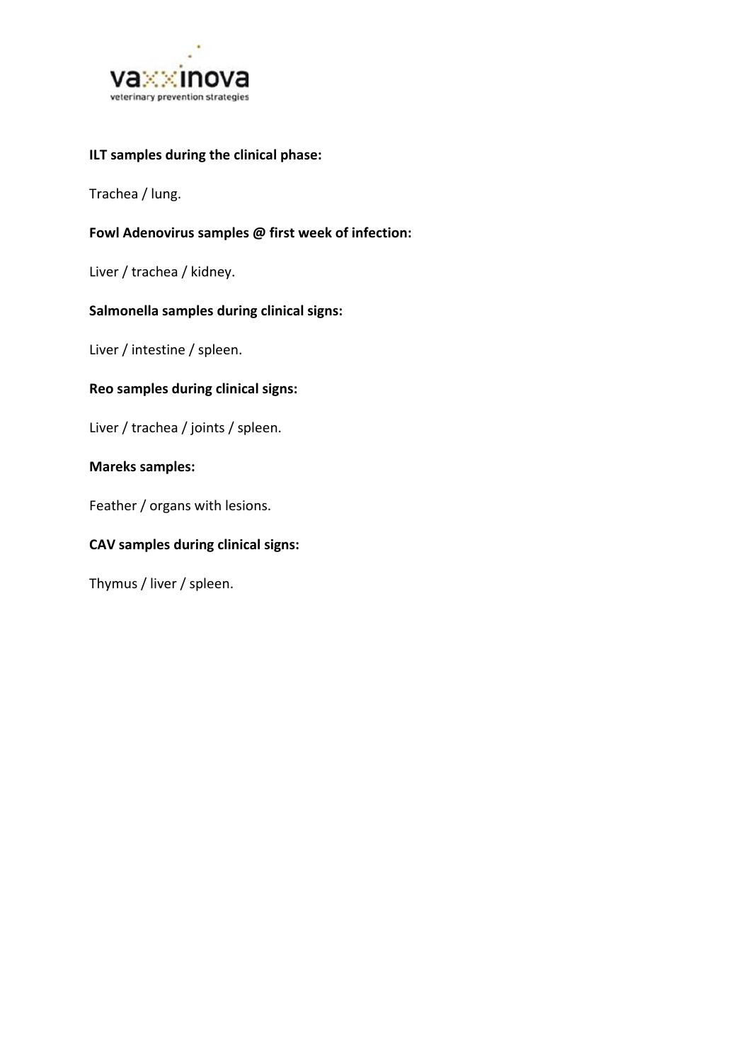**ILT samples during the clinical phase:**

Trachea / lung.

**Fowl Adenovirus samples @ first week of infection:**

Liver / trachea / kidney.

**Salmonella samples during clinical signs:**

Liver / intestine / spleen.

**Reo samples during clinical signs:**

Liver / trachea / joints / spleen.

**Mareks samples:**

Feather / organs with lesions.

**CAV samples during clinical signs:**

Thymus / liver / spleen.